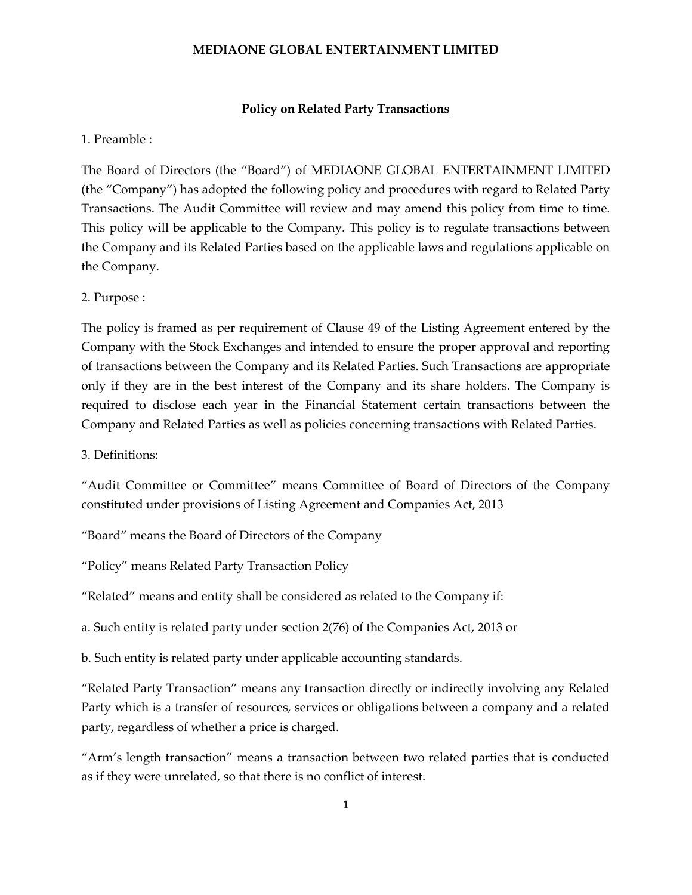# MEDIAONE GLOBAL ENTERTAINMENT LIMITED

## Policy on Related Party Transactions

1. Preamble :

The Board of Directors (the "Board") of MEDIAONE GLOBAL ENTERTAINMENT LIMITED (the "Company") has adopted the following policy and procedures with regard to Related Party Transactions. The Audit Committee will review and may amend this policy from time to time. This policy will be applicable to the Company. This policy is to regulate transactions between the Company and its Related Parties based on the applicable laws and regulations applicable on the Company.

2. Purpose :

The policy is framed as per requirement of Clause 49 of the Listing Agreement entered by the Company with the Stock Exchanges and intended to ensure the proper approval and reporting of transactions between the Company and its Related Parties. Such Transactions are appropriate only if they are in the best interest of the Company and its share holders. The Company is required to disclose each year in the Financial Statement certain transactions between the Company and Related Parties as well as policies concerning transactions with Related Parties.

3. Definitions:

"Audit Committee or Committee" means Committee of Board of Directors of the Company constituted under provisions of Listing Agreement and Companies Act, 2013

"Board" means the Board of Directors of the Company

"Policy" means Related Party Transaction Policy

"Related" means and entity shall be considered as related to the Company if:

a. Such entity is related party under section 2(76) of the Companies Act, 2013 or

b. Such entity is related party under applicable accounting standards.

"Related Party Transaction" means any transaction directly or indirectly involving any Related Party which is a transfer of resources, services or obligations between a company and a related party, regardless of whether a price is charged.

"Arm's length transaction" means a transaction between two related parties that is conducted as if they were unrelated, so that there is no conflict of interest.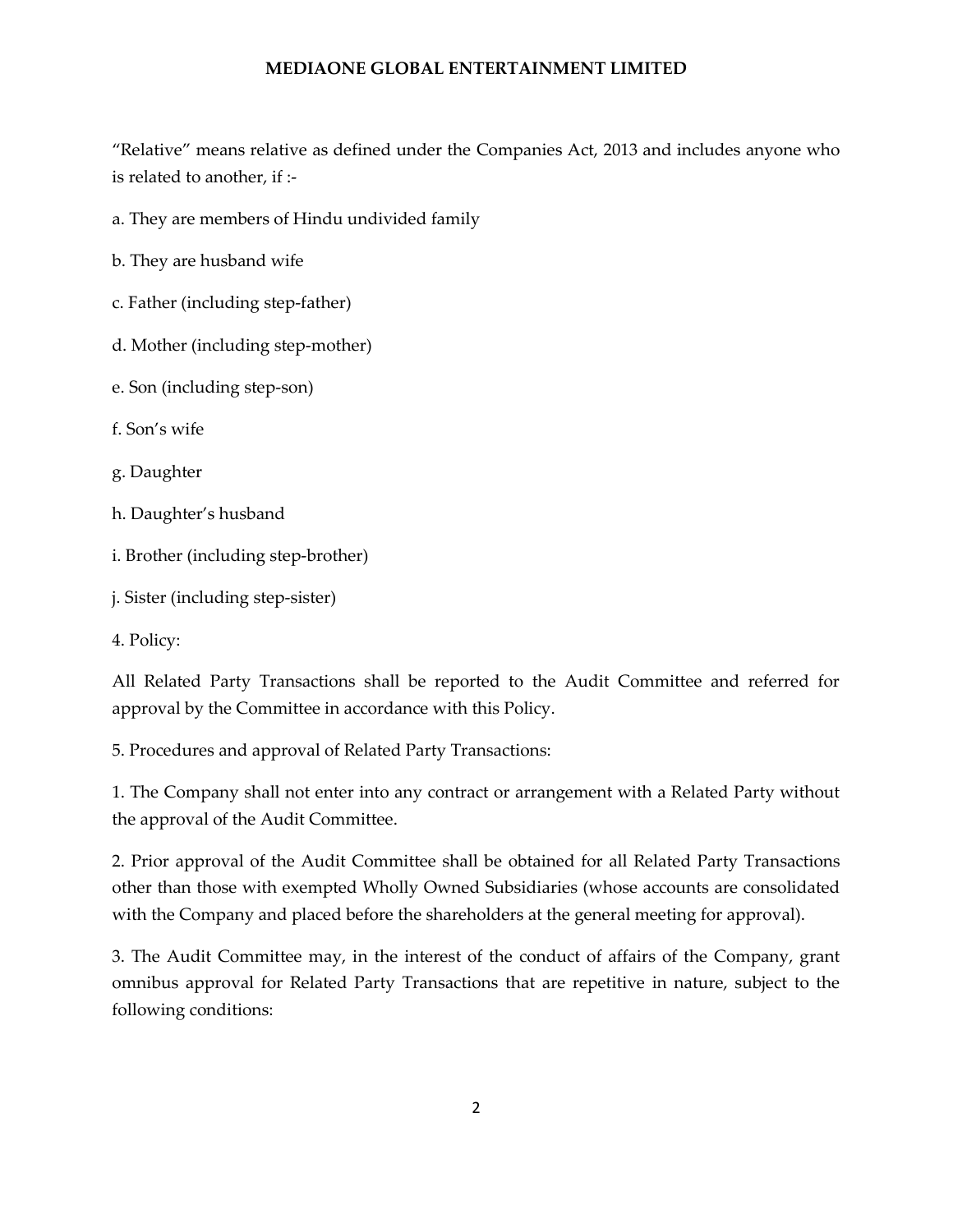"Relative" means relative as defined under the Companies Act, 2013 and includes anyone who is related to another, if :-

a. They are members of Hindu undivided family

b. They are husband wife

c. Father (including step-father)

d. Mother (including step-mother)

e. Son (including step-son)

f. Son's wife

g. Daughter

h. Daughter's husband

i. Brother (including step-brother)

j. Sister (including step-sister)

4. Policy:

All Related Party Transactions shall be reported to the Audit Committee and referred for approval by the Committee in accordance with this Policy.

5. Procedures and approval of Related Party Transactions:

1. The Company shall not enter into any contract or arrangement with a Related Party without the approval of the Audit Committee.

2. Prior approval of the Audit Committee shall be obtained for all Related Party Transactions other than those with exempted Wholly Owned Subsidiaries (whose accounts are consolidated with the Company and placed before the shareholders at the general meeting for approval).

3. The Audit Committee may, in the interest of the conduct of affairs of the Company, grant omnibus approval for Related Party Transactions that are repetitive in nature, subject to the following conditions: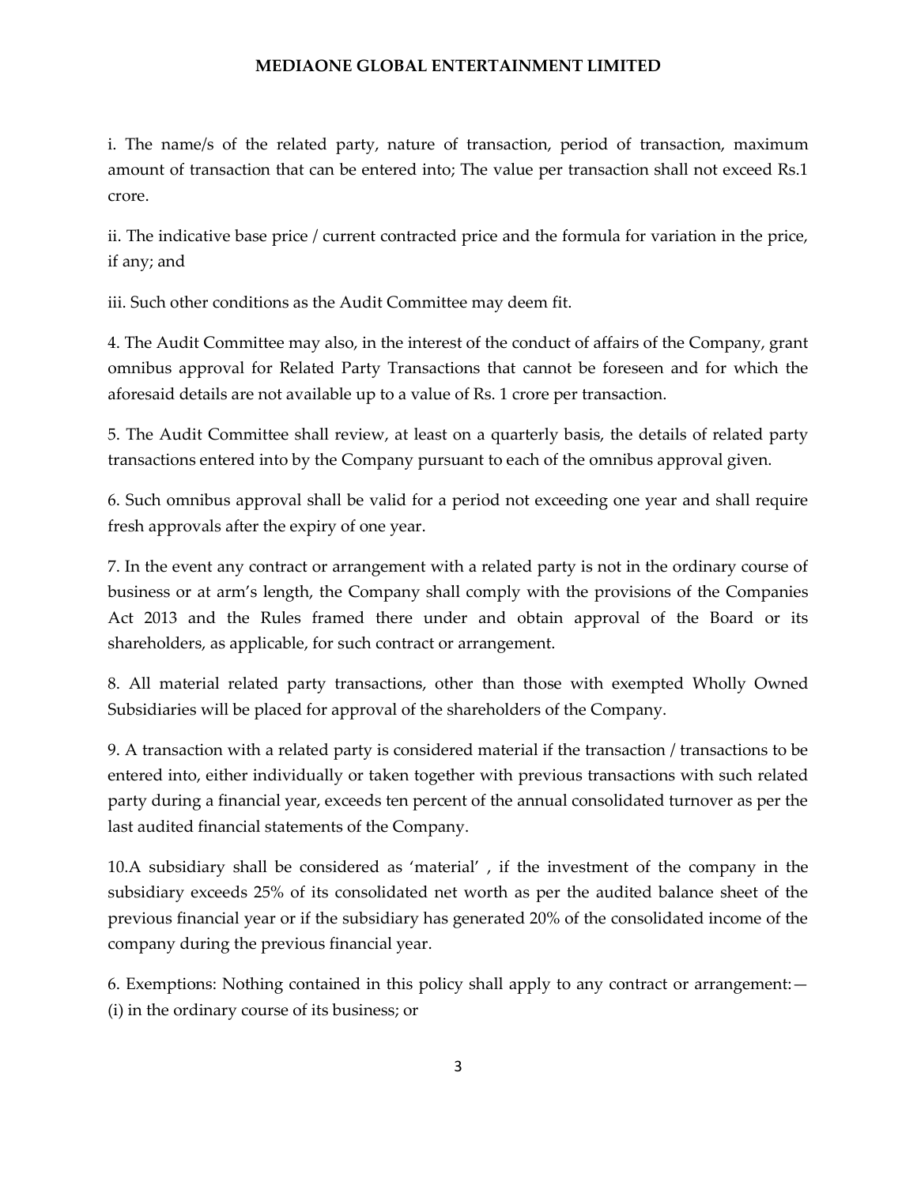i. The name/s of the related party, nature of transaction, period of transaction, maximum amount of transaction that can be entered into; The value per transaction shall not exceed Rs.1 crore.

ii. The indicative base price / current contracted price and the formula for variation in the price, if any; and

iii. Such other conditions as the Audit Committee may deem fit.

4. The Audit Committee may also, in the interest of the conduct of affairs of the Company, grant omnibus approval for Related Party Transactions that cannot be foreseen and for which the aforesaid details are not available up to a value of Rs. 1 crore per transaction.

5. The Audit Committee shall review, at least on a quarterly basis, the details of related party transactions entered into by the Company pursuant to each of the omnibus approval given.

6. Such omnibus approval shall be valid for a period not exceeding one year and shall require fresh approvals after the expiry of one year.

7. In the event any contract or arrangement with a related party is not in the ordinary course of business or at arm's length, the Company shall comply with the provisions of the Companies Act 2013 and the Rules framed there under and obtain approval of the Board or its shareholders, as applicable, for such contract or arrangement.

8. All material related party transactions, other than those with exempted Wholly Owned Subsidiaries will be placed for approval of the shareholders of the Company.

9. A transaction with a related party is considered material if the transaction / transactions to be entered into, either individually or taken together with previous transactions with such related party during a financial year, exceeds ten percent of the annual consolidated turnover as per the last audited financial statements of the Company.

10.A subsidiary shall be considered as 'material' , if the investment of the company in the subsidiary exceeds 25% of its consolidated net worth as per the audited balance sheet of the previous financial year or if the subsidiary has generated 20% of the consolidated income of the company during the previous financial year.

6. Exemptions: Nothing contained in this policy shall apply to any contract or arrangement:—
(i) in the ordinary course of its business; or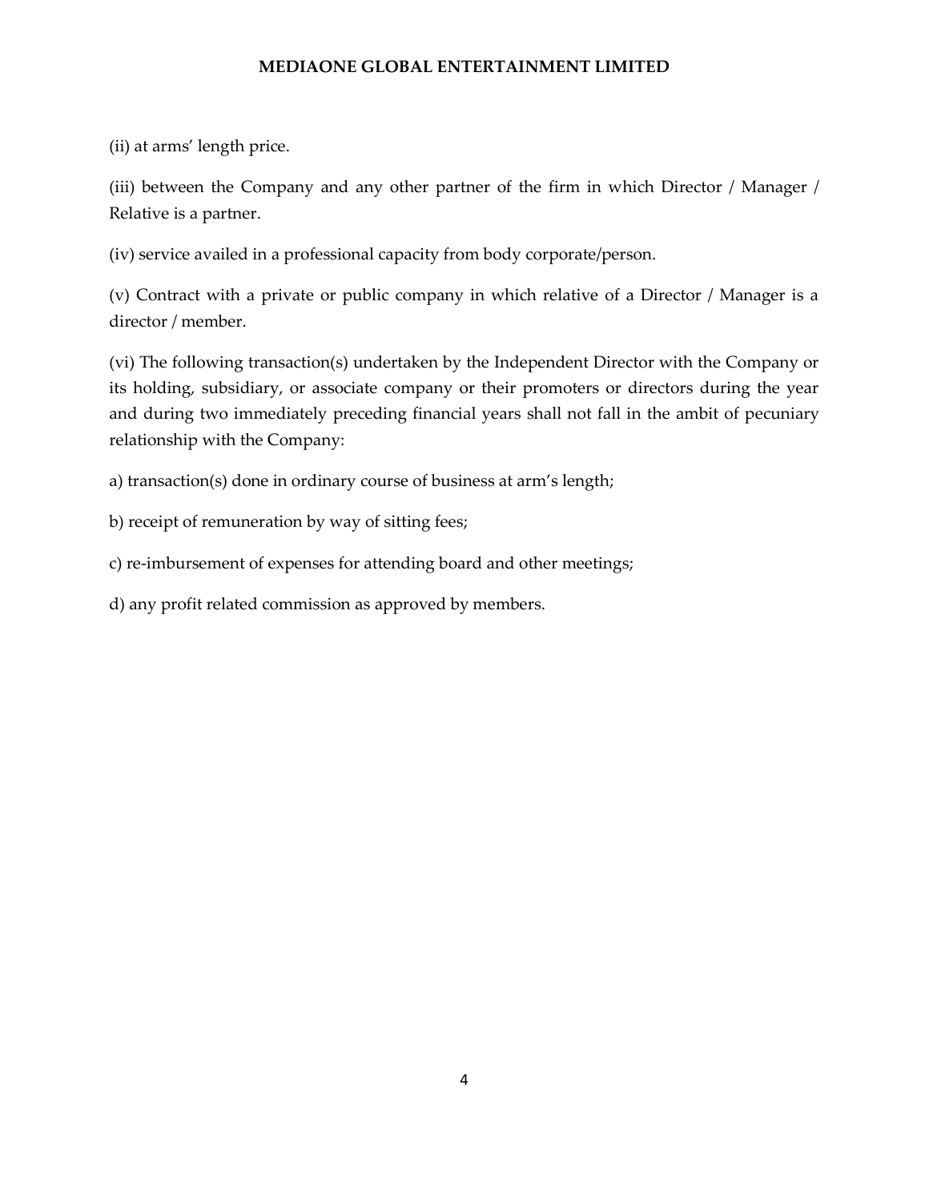(ii) at arms' length price.

(iii) between the Company and any other partner of the firm in which Director / Manager / Relative is a partner.

(iv) service availed in a professional capacity from body corporate/person.

(v) Contract with a private or public company in which relative of a Director / Manager is a director / member.

(vi) The following transaction(s) undertaken by the Independent Director with the Company or its holding, subsidiary, or associate company or their promoters or directors during the year and during two immediately preceding financial years shall not fall in the ambit of pecuniary relationship with the Company:

a) transaction(s) done in ordinary course of business at arm's length;

b) receipt of remuneration by way of sitting fees;

c) re-imbursement of expenses for attending board and other meetings;

d) any profit related commission as approved by members.